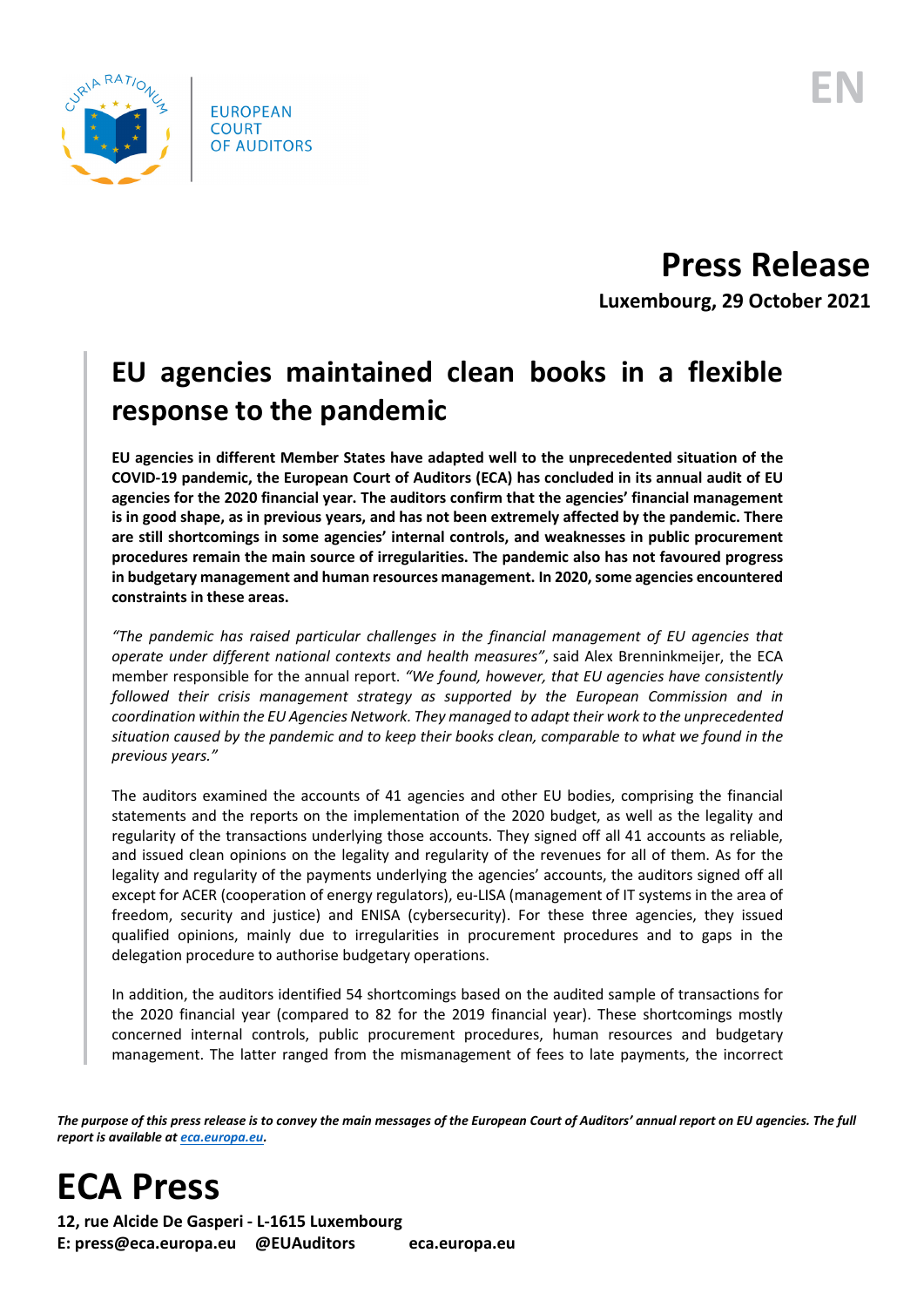EUROPEAN COURT OF AUDITORS

EN

# Press Release

**Luxembourg, 29 October 2021**

## EU agencies maintained clean books in a flexible response to the pandemic

**EU agencies in different Member States have adapted well to the unprecedented situation of the COVID-19 pandemic, the European Court of Auditors (ECA) has concluded in its annual audit of EU agencies for the 2020 financial year. The auditors confirm that the agencies' financial management is in good shape, as in previous years, and has not been extremely affected by the pandemic. There are still shortcomings in some agencies' internal controls, and weaknesses in public procurement procedures remain the main source of irregularities. The pandemic also has not favoured progress in budgetary management and human resources management. In 2020, some agencies encountered constraints in these areas.**

*"The pandemic has raised particular challenges in the financial management of EU agencies that operate under different national contexts and health measures"*, said Alex Brenninkmeijer, the ECA member responsible for the annual report. *"We found, however, that EU agencies have consistently followed their crisis management strategy as supported by the European Commission and in coordination within the EU Agencies Network. They managed to adapt their work to the unprecedented situation caused by the pandemic and to keep their books clean, comparable to what we found in the previous years."*

The auditors examined the accounts of 41 agencies and other EU bodies, comprising the financial statements and the reports on the implementation of the 2020 budget, as well as the legality and regularity of the transactions underlying those accounts. They signed off all 41 accounts as reliable, and issued clean opinions on the legality and regularity of the revenues for all of them. As for the legality and regularity of the payments underlying the agencies' accounts, the auditors signed off all except for ACER (cooperation of energy regulators), eu-LISA (management of IT systems in the area of freedom, security and justice) and ENISA (cybersecurity). For these three agencies, they issued qualified opinions, mainly due to irregularities in procurement procedures and to gaps in the delegation procedure to authorise budgetary operations.

In addition, the auditors identified 54 shortcomings based on the audited sample of transactions for the 2020 financial year (compared to 82 for the 2019 financial year). These shortcomings mostly concerned internal controls, public procurement procedures, human resources and budgetary management. The latter ranged from the mismanagement of fees to late payments, the incorrect

*The purpose of this press release is to convey the main messages of the European Court of Auditors' annual report on EU agencies. The full report is available at [eca.europa.eu](eca.europa.eu).*

# ECA Press

**12, rue Alcide De Gasperi - L-1615 Luxembourg**
**E: press@eca.europa.eu @EUAuditors eca.europa.eu**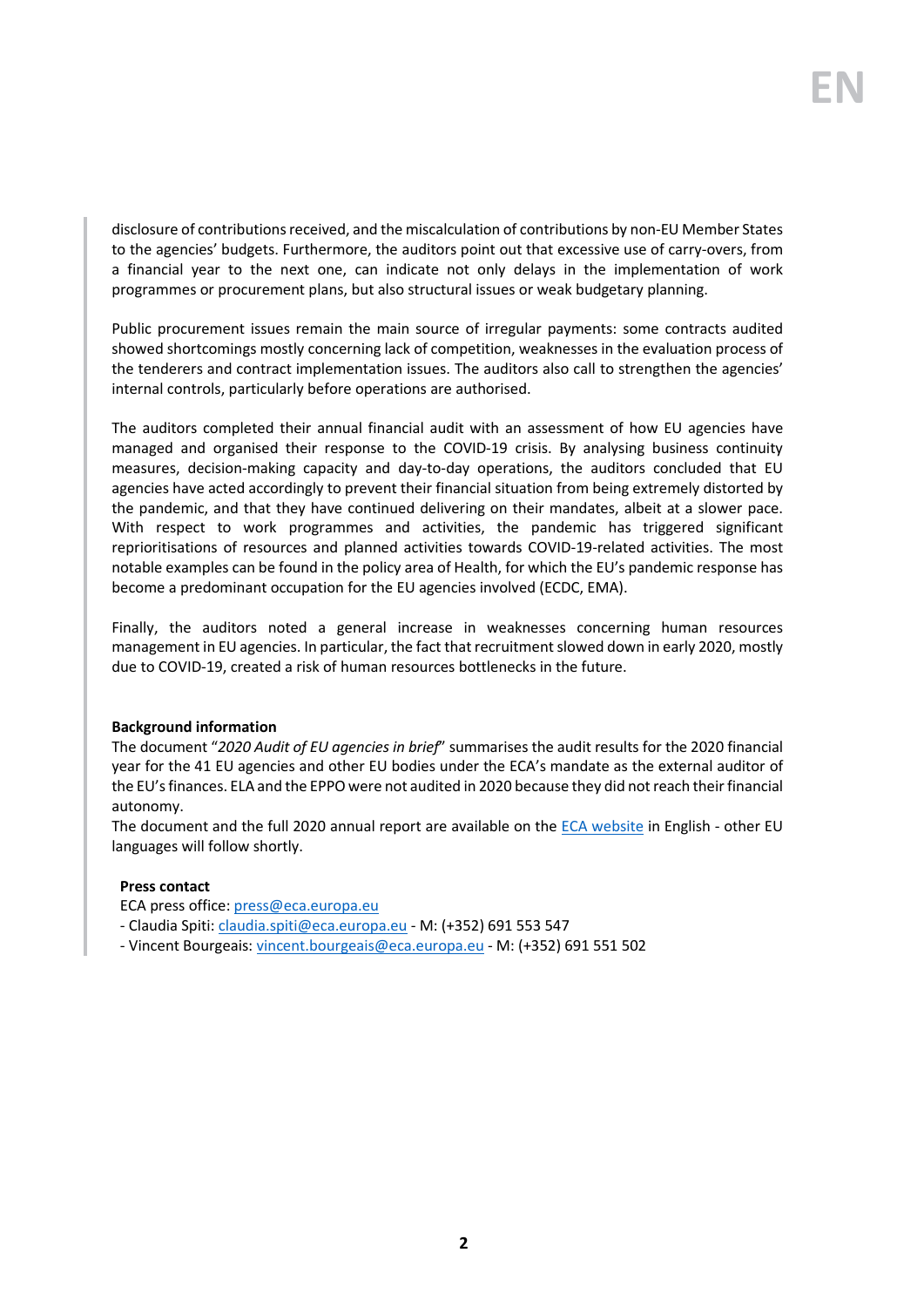disclosure of contributions received, and the miscalculation of contributions by non-EU Member States to the agencies' budgets. Furthermore, the auditors point out that excessive use of carry-overs, from a financial year to the next one, can indicate not only delays in the implementation of work programmes or procurement plans, but also structural issues or weak budgetary planning.

Public procurement issues remain the main source of irregular payments: some contracts audited showed shortcomings mostly concerning lack of competition, weaknesses in the evaluation process of the tenderers and contract implementation issues. The auditors also call to strengthen the agencies' internal controls, particularly before operations are authorised.

The auditors completed their annual financial audit with an assessment of how EU agencies have managed and organised their response to the COVID-19 crisis. By analysing business continuity measures, decision-making capacity and day-to-day operations, the auditors concluded that EU agencies have acted accordingly to prevent their financial situation from being extremely distorted by the pandemic, and that they have continued delivering on their mandates, albeit at a slower pace. With respect to work programmes and activities, the pandemic has triggered significant reprioritisations of resources and planned activities towards COVID-19-related activities. The most notable examples can be found in the policy area of Health, for which the EU's pandemic response has become a predominant occupation for the EU agencies involved (ECDC, EMA).

Finally, the auditors noted a general increase in weaknesses concerning human resources management in EU agencies. In particular, the fact that recruitment slowed down in early 2020, mostly due to COVID-19, created a risk of human resources bottlenecks in the future.

**Background information**

The document "*2020 Audit of EU agencies in brief*" summarises the audit results for the 2020 financial year for the 41 EU agencies and other EU bodies under the ECA's mandate as the external auditor of the EU's finances. ELA and the EPPO were not audited in 2020 because they did not reach their financial autonomy.

The document and the full 2020 annual report are available on the ECA website in English - other EU languages will follow shortly.

**Press contact**

ECA press office: press@eca.europa.eu

- Claudia Spiti: claudia.spiti@eca.europa.eu - M: (+352) 691 553 547
- Vincent Bourgeais: vincent.bourgeais@eca.europa.eu - M: (+352) 691 551 502